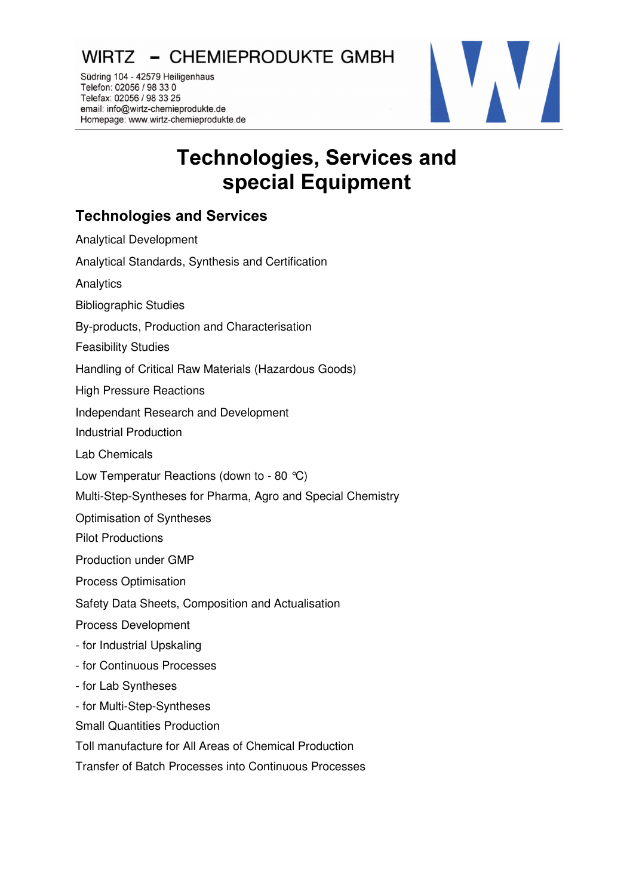WIRTZ – CHEMIEPRODUKTE GMBH

Südring 104 - 42579 Heiligenhaus
Telefon: 02056 / 98 33 0
Telefax: 02056 / 98 33 25
email: info@wirtz-chemieprodukte.de
Homepage: www.wirtz-chemieprodukte.de

# Technologies, Services and special Equipment

## Technologies and Services

Analytical Development

Analytical Standards, Synthesis and Certification

Analytics

Bibliographic Studies

By-products, Production and Characterisation

Feasibility Studies

Handling of Critical Raw Materials (Hazardous Goods)

High Pressure Reactions

Independant Research and Development

Industrial Production

Lab Chemicals

Low Temperatur Reactions (down to - 80 °C)

Multi-Step-Syntheses for Pharma, Agro and Special Chemistry

Optimisation of Syntheses

Pilot Productions

Production under GMP

Process Optimisation

Safety Data Sheets, Composition and Actualisation

Process Development

- for Industrial Upskaling
- for Continuous Processes
- for Lab Syntheses
- for Multi-Step-Syntheses

Small Quantities Production

Toll manufacture for All Areas of Chemical Production

Transfer of Batch Processes into Continuous Processes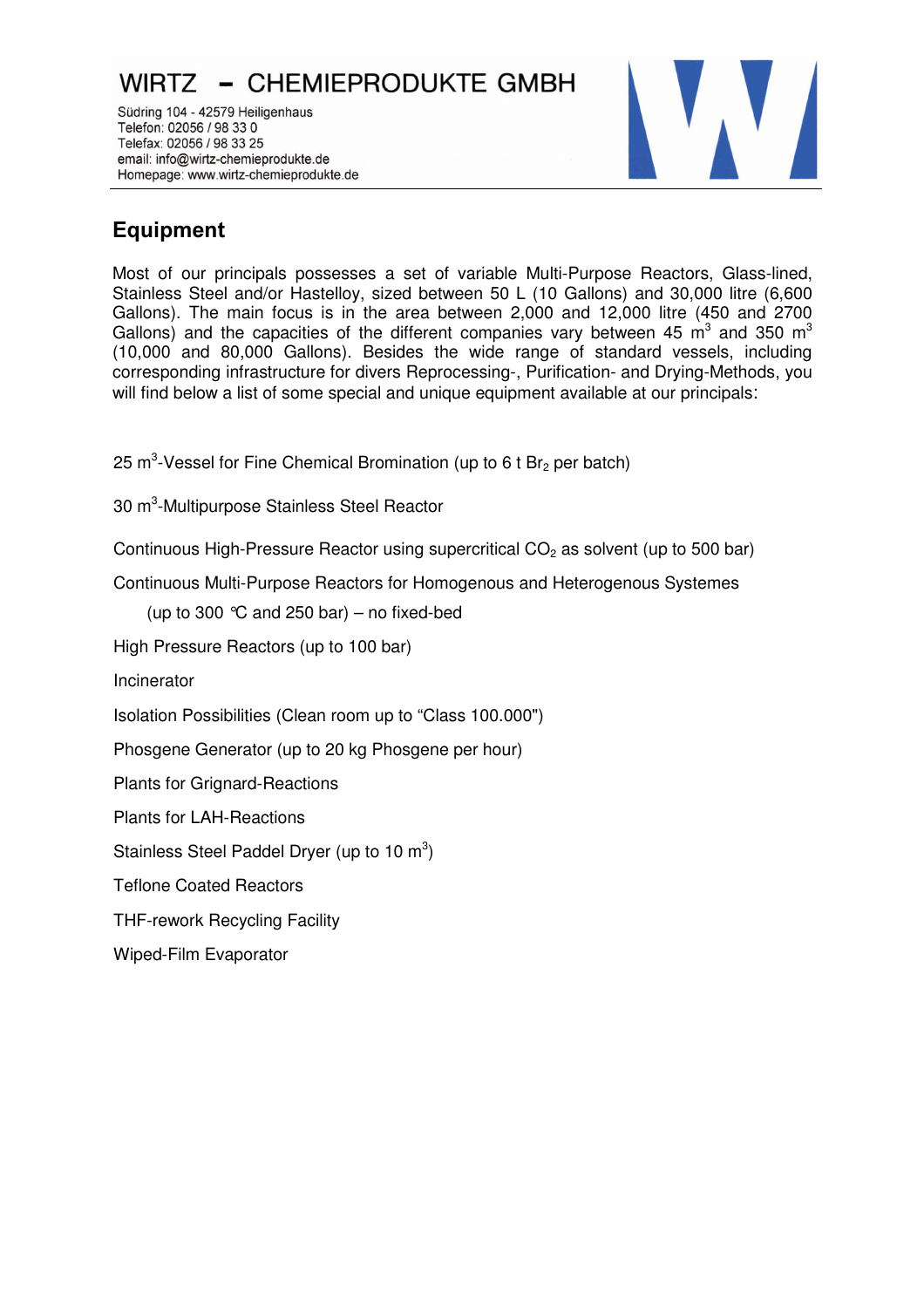WIRTZ – CHEMIEPRODUKTE GMBH

Südring 104 - 42579 Heiligenhaus
Telefon: 02056 / 98 33 0
Telefax: 02056 / 98 33 25
email: info@wirtz-chemieprodukte.de
Homepage: www.wirtz-chemieprodukte.de

## Equipment

Most of our principals possesses a set of variable Multi-Purpose Reactors, Glass-lined, Stainless Steel and/or Hastelloy, sized between 50 L (10 Gallons) and 30,000 litre (6,600 Gallons). The main focus is in the area between 2,000 and 12,000 litre (450 and 2700 Gallons) and the capacities of the different companies vary between 45 $m^3$ and 350 $m^3$ (10,000 and 80,000 Gallons). Besides the wide range of standard vessels, including corresponding infrastructure for divers Reprocessing-, Purification- and Drying-Methods, you will find below a list of some special and unique equipment available at our principals:

25 $m^3$-Vessel for Fine Chemical Bromination (up to 6 t $Br_2$ per batch)

30 $m^3$-Multipurpose Stainless Steel Reactor

Continuous High-Pressure Reactor using supercritical $CO_2$ as solvent (up to 500 bar)

Continuous Multi-Purpose Reactors for Homogenous and Heterogenous Systemes
(up to 300 °C and 250 bar) – no fixed-bed

High Pressure Reactors (up to 100 bar)

Incinerator

Isolation Possibilities (Clean room up to "Class 100.000")

Phosgene Generator (up to 20 kg Phosgene per hour)

Plants for Grignard-Reactions

Plants for LAH-Reactions

Stainless Steel Paddel Dryer (up to 10 $m^3$)

Teflone Coated Reactors

THF-rework Recycling Facility

Wiped-Film Evaporator